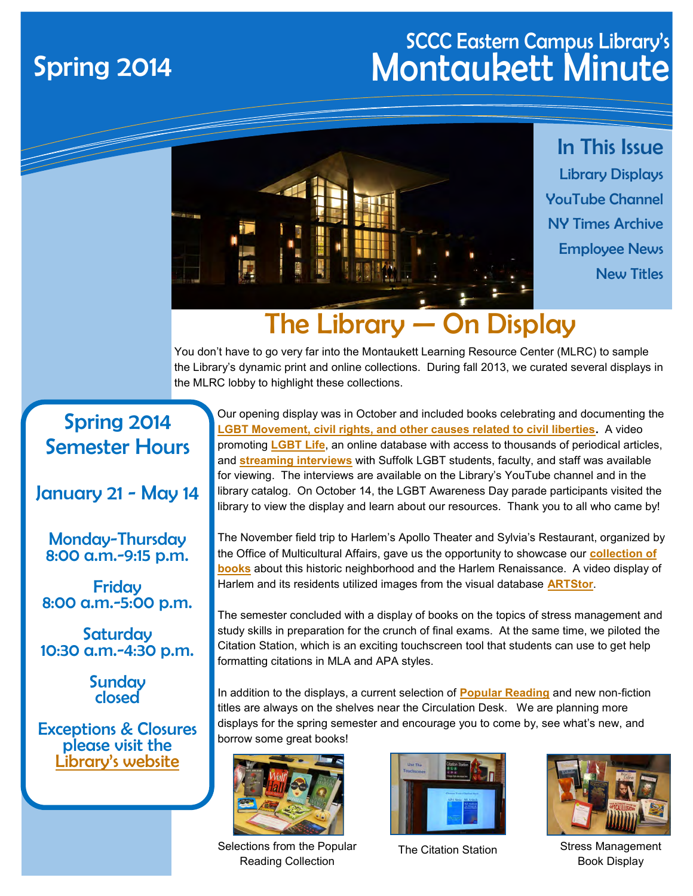# SCCC Eastern Campus Library's Montaukett Minute

Spring 2014

## In This Issue

- Library Displays
- YouTube Channel
- NY Times Archive
- Employee News
- New Titles

## The Library — On Display

You don't have to go very far into the Montaukett Learning Resource Center (MLRC) to sample the Library's dynamic print and online collections. During fall 2013, we curated several displays in the MLRC lobby to highlight these collections.

Our opening display was in October and included books celebrating and documenting the **LGBT Movement, civil rights, and other causes related to civil liberties**. A video promoting **LGBT Life**, an online database with access to thousands of periodical articles, and **streaming interviews** with Suffolk LGBT students, faculty, and staff was available for viewing. The interviews are available on the Library's YouTube channel and in the library catalog. On October 14, the LGBT Awareness Day parade participants visited the library to view the display and learn about our resources. Thank you to all who came by!

The November field trip to Harlem's Apollo Theater and Sylvia's Restaurant, organized by the Office of Multicultural Affairs, gave us the opportunity to showcase our **collection of books** about this historic neighborhood and the Harlem Renaissance. A video display of Harlem and its residents utilized images from the visual database **ARTStor**.

The semester concluded with a display of books on the topics of stress management and study skills in preparation for the crunch of final exams. At the same time, we piloted the Citation Station, which is an exciting touchscreen tool that students can use to get help formatting citations in MLA and APA styles.

In addition to the displays, a current selection of **Popular Reading** and new non-fiction titles are always on the shelves near the Circulation Desk. We are planning more displays for the spring semester and encourage you to come by, see what's new, and borrow some great books!

Selections from the Popular Reading Collection

The Citation Station

Stress Management Book Display

### Spring 2014 Semester Hours

**January 21 - May 14**

**Monday-Thursday**
8:00 a.m.-9:15 p.m.

**Friday**
8:00 a.m.-5:00 p.m.

**Saturday**
10:30 a.m.-4:30 p.m.

**Sunday**
closed

**Exceptions & Closures** please visit the Library's website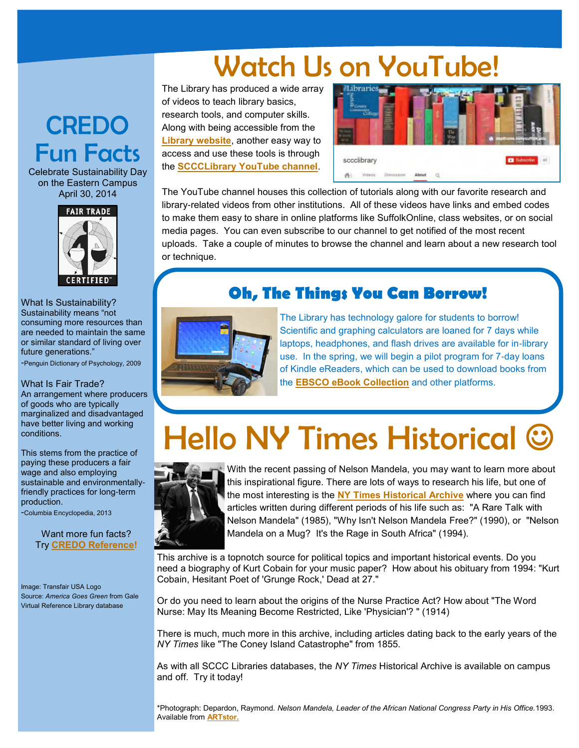# Watch Us on YouTube!

The Library has produced a wide array of videos to teach library basics, research tools, and computer skills. Along with being accessible from the **Library website**, another easy way to access and use these tools is through the **SCCCLibrary YouTube channel**.

The YouTube channel houses this collection of tutorials along with our favorite research and library-related videos from other institutions. All of these videos have links and embed codes to make them easy to share in online platforms like SuffolkOnline, class websites, or on social media pages. You can even subscribe to our channel to get notified of the most recent uploads. Take a couple of minutes to browse the channel and learn about a new research tool or technique.

## Oh, The Things You Can Borrow!

The Library has technology galore for students to borrow! Scientific and graphing calculators are loaned for 7 days while laptops, headphones, and flash drives are available for in-library use. In the spring, we will begin a pilot program for 7-day loans of Kindle eReaders, which can be used to download books from the **EBSCO eBook Collection** and other platforms.

# Hello NY Times Historical ☺

With the recent passing of Nelson Mandela, you may want to learn more about this inspirational figure. There are lots of ways to research his life, but one of the most interesting is the **NY Times Historical Archive** where you can find articles written during different periods of his life such as: "A Rare Talk with Nelson Mandela" (1985), "Why Isn't Nelson Mandela Free?" (1990), or "Nelson Mandela on a Mug? It's the Rage in South Africa" (1994).

This archive is a topnotch source for political topics and important historical events. Do you need a biography of Kurt Cobain for your music paper? How about his obituary from 1994: "Kurt Cobain, Hesitant Poet of 'Grunge Rock,' Dead at 27."

Or do you need to learn about the origins of the Nurse Practice Act? How about "The Word Nurse: May Its Meaning Become Restricted, Like 'Physician'? " (1914)

There is much, much more in this archive, including articles dating back to the early years of the *NY Times* like "The Coney Island Catastrophe" from 1855.

As with all SCCC Libraries databases, the *NY Times* Historical Archive is available on campus and off. Try it today!

*Photograph: Depardon, Raymond. *Nelson Mandela, Leader of the African National Congress Party in His Office.* 1993. Available from **ARTstor.**

# CREDO Fun Facts

Celebrate Sustainability Day on the Eastern Campus April 30, 2014

FAIR TRADE CERTIFIED™

What Is Sustainability?
Sustainability means "not consuming more resources than are needed to maintain the same or similar standard of living over future generations."
-Penguin Dictionary of Psychology, 2009

What Is Fair Trade?
An arrangement where producers of goods who are typically marginalized and disadvantaged have better living and working conditions.

This stems from the practice of paying these producers a fair wage and also employing sustainable and environmentally-friendly practices for long-term production.
-Columbia Encyclopedia, 2013

Want more fun facts? Try **CREDO Reference!**

Image: Transfair USA Logo
Source: *America Goes Green* from Gale Virtual Reference Library database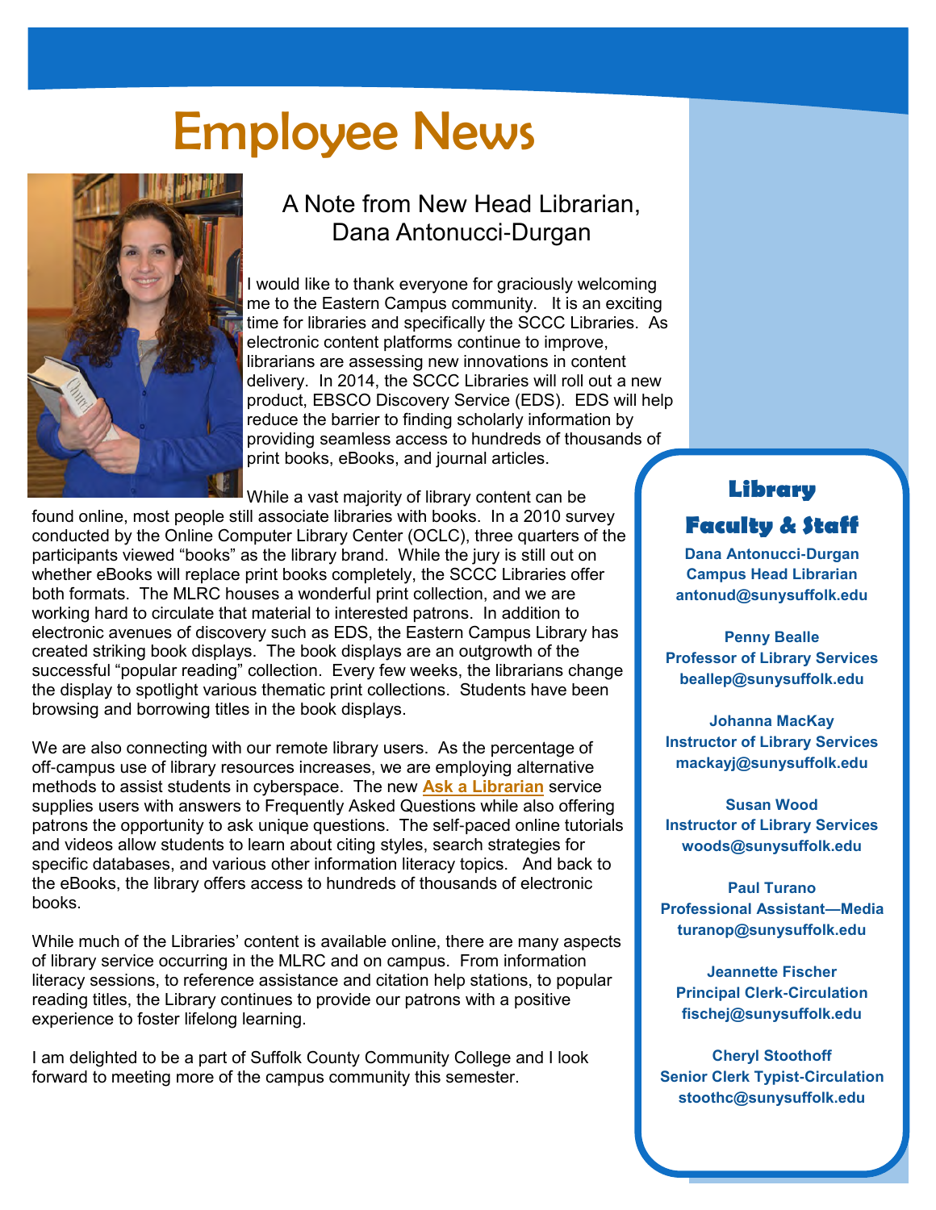# Employee News

## A Note from New Head Librarian, Dana Antonucci-Durgan

I would like to thank everyone for graciously welcoming me to the Eastern Campus community. It is an exciting time for libraries and specifically the SCCC Libraries. As electronic content platforms continue to improve, librarians are assessing new innovations in content delivery. In 2014, the SCCC Libraries will roll out a new product, EBSCO Discovery Service (EDS). EDS will help reduce the barrier to finding scholarly information by providing seamless access to hundreds of thousands of print books, eBooks, and journal articles.

While a vast majority of library content can be found online, most people still associate libraries with books. In a 2010 survey conducted by the Online Computer Library Center (OCLC), three quarters of the participants viewed "books" as the library brand. While the jury is still out on whether eBooks will replace print books completely, the SCCC Libraries offer both formats. The MLRC houses a wonderful print collection, and we are working hard to circulate that material to interested patrons. In addition to electronic avenues of discovery such as EDS, the Eastern Campus Library has created striking book displays. The book displays are an outgrowth of the successful "popular reading" collection. Every few weeks, the librarians change the display to spotlight various thematic print collections. Students have been browsing and borrowing titles in the book displays.

We are also connecting with our remote library users. As the percentage of off-campus use of library resources increases, we are employing alternative methods to assist students in cyberspace. The new **Ask a Librarian** service supplies users with answers to Frequently Asked Questions while also offering patrons the opportunity to ask unique questions. The self-paced online tutorials and videos allow students to learn about citing styles, search strategies for specific databases, and various other information literacy topics. And back to the eBooks, the library offers access to hundreds of thousands of electronic books.

While much of the Libraries' content is available online, there are many aspects of library service occurring in the MLRC and on campus. From information literacy sessions, to reference assistance and citation help stations, to popular reading titles, the Library continues to provide our patrons with a positive experience to foster lifelong learning.

I am delighted to be a part of Suffolk County Community College and I look forward to meeting more of the campus community this semester.

### Library Faculty & Staff

**Dana Antonucci-Durgan**
**Campus Head Librarian**
**antonud@sunysuffolk.edu**

**Penny Bealle**
**Professor of Library Services**
**beallep@sunysuffolk.edu**

**Johanna MacKay**
**Instructor of Library Services**
**mackayj@sunysuffolk.edu**

**Susan Wood**
**Instructor of Library Services**
**woods@sunysuffolk.edu**

**Paul Turano**
**Professional Assistant—Media**
**turanop@sunysuffolk.edu**

**Jeannette Fischer**
**Principal Clerk-Circulation**
**fischej@sunysuffolk.edu**

**Cheryl Stoothoff**
**Senior Clerk Typist-Circulation**
**stoothc@sunysuffolk.edu**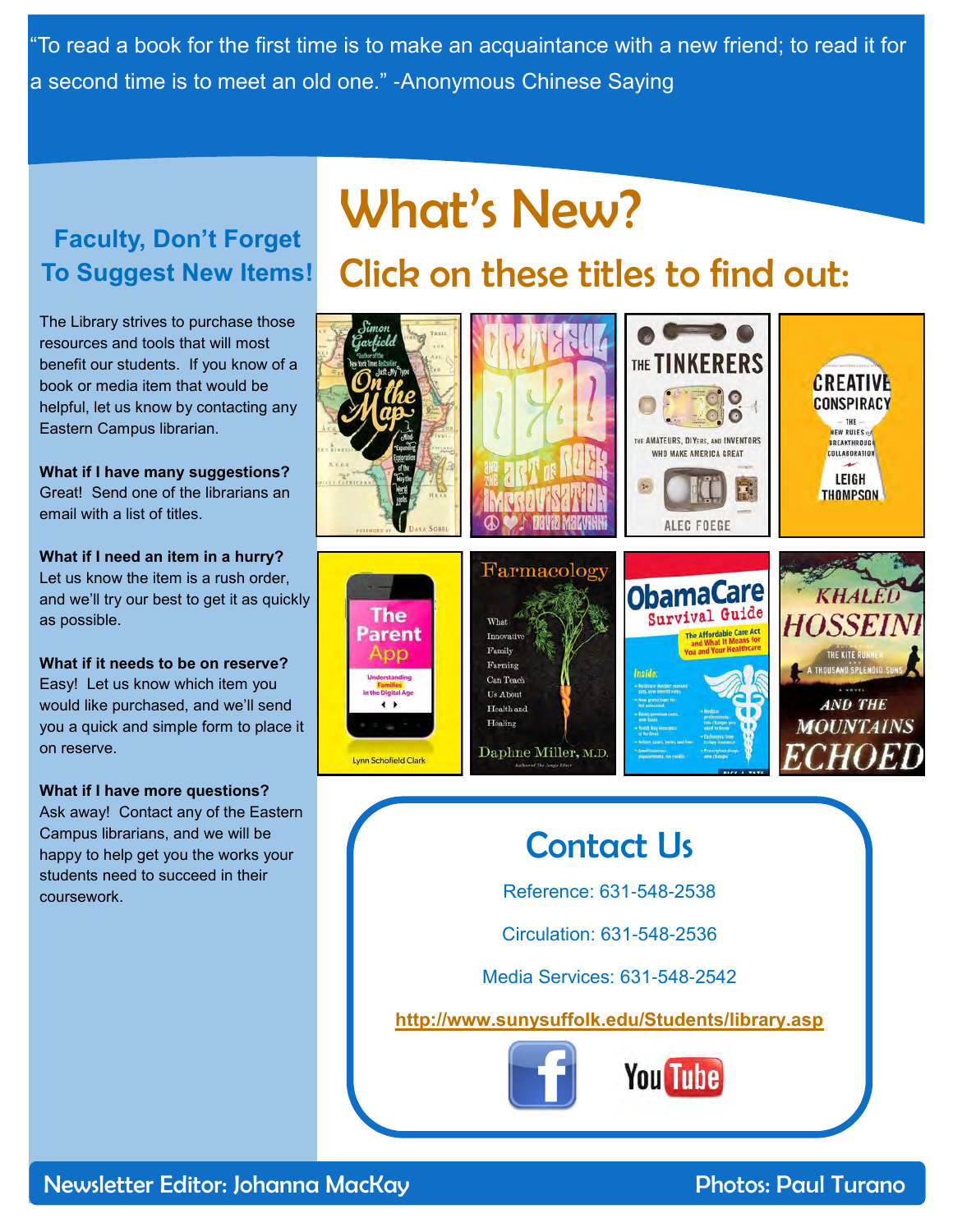"To read a book for the first time is to make an acquaintance with a new friend; to read it for a second time is to meet an old one." -Anonymous Chinese Saying

## Faculty, Don't Forget To Suggest New Items!

The Library strives to purchase those resources and tools that will most benefit our students. If you know of a book or media item that would be helpful, let us know by contacting any Eastern Campus librarian.

**What if I have many suggestions?** Great! Send one of the librarians an email with a list of titles.

**What if I need an item in a hurry?** Let us know the item is a rush order, and we'll try our best to get it as quickly as possible.

**What if it needs to be on reserve?** Easy! Let us know which item you would like purchased, and we'll send you a quick and simple form to place it on reserve.

**What if I have more questions?** Ask away! Contact any of the Eastern Campus librarians, and we will be happy to help get you the works your students need to succeed in their coursework.

# What's New?

## Click on these titles to find out:

## Contact Us

Reference: 631-548-2538

Circulation: 631-548-2536

Media Services: 631-548-2542

http://www.sunysuffolk.edu/Students/library.asp

Newsletter Editor: Johanna MacKay

Photos: Paul Turano